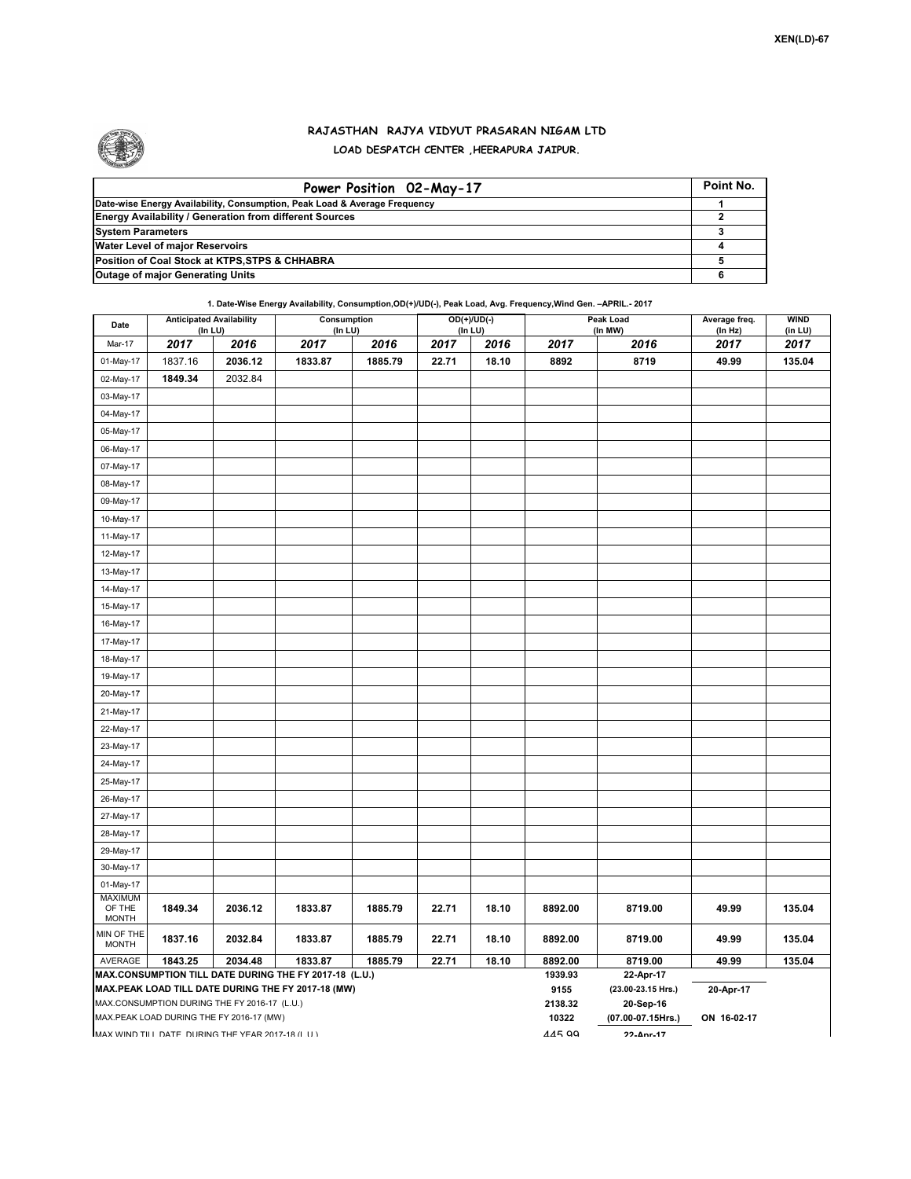XEN(LD)-67

# RAJASTHAN RAJYA VIDYUT PRASARAN NIGAM LTD

## LOAD DESPATCH CENTER ,HEERAPURA JAIPUR.

| Power Position 02-May-17 | Point No. |
|---|---|
| Date-wise Energy Availability, Consumption, Peak Load & Average Frequency | 1 |
| Energy Availability / Generation from different Sources | 2 |
| System Parameters | 3 |
| Water Level of major Reservoirs | 4 |
| Position of Coal Stock at KTPS,STPS & CHHABRA | 5 |
| Outage of major Generating Units | 6 |

**1. Date-Wise Energy Availability, Consumption,OD(+)/UD(-), Peak Load, Avg. Frequency,Wind Gen. –APRIL.- 2017**

| Date | Anticipated Availability (In LU) | | Consumption (In LU) | | OD(+)/UD(-) (In LU) | | Peak Load (In MW) | | Average freq. (In Hz) | WIND (in LU) |
|---|---|---|---|---|---|---|---|---|---|---|
| Mar-17 | 2017 | 2016 | 2017 | 2016 | 2017 | 2016 | 2017 | 2016 | 2017 | 2017 |
| 01-May-17 | 1837.16 | 2036.12 | 1833.87 | 1885.79 | 22.71 | 18.10 | 8892 | 8719 | 49.99 | 135.04 |
| 02-May-17 | 1849.34 | 2032.84 | | | | | | | | |
| 03-May-17 | | | | | | | | | | |
| 04-May-17 | | | | | | | | | | |
| 05-May-17 | | | | | | | | | | |
| 06-May-17 | | | | | | | | | | |
| 07-May-17 | | | | | | | | | | |
| 08-May-17 | | | | | | | | | | |
| 09-May-17 | | | | | | | | | | |
| 10-May-17 | | | | | | | | | | |
| 11-May-17 | | | | | | | | | | |
| 12-May-17 | | | | | | | | | | |
| 13-May-17 | | | | | | | | | | |
| 14-May-17 | | | | | | | | | | |
| 15-May-17 | | | | | | | | | | |
| 16-May-17 | | | | | | | | | | |
| 17-May-17 | | | | | | | | | | |
| 18-May-17 | | | | | | | | | | |
| 19-May-17 | | | | | | | | | | |
| 20-May-17 | | | | | | | | | | |
| 21-May-17 | | | | | | | | | | |
| 22-May-17 | | | | | | | | | | |
| 23-May-17 | | | | | | | | | | |
| 24-May-17 | | | | | | | | | | |
| 25-May-17 | | | | | | | | | | |
| 26-May-17 | | | | | | | | | | |
| 27-May-17 | | | | | | | | | | |
| 28-May-17 | | | | | | | | | | |
| 29-May-17 | | | | | | | | | | |
| 30-May-17 | | | | | | | | | | |
| 01-May-17 | | | | | | | | | | |
| MAXIMUM OF THE MONTH | 1849.34 | 2036.12 | 1833.87 | 1885.79 | 22.71 | 18.10 | 8892.00 | 8719.00 | 49.99 | 135.04 |
| MIN OF THE MONTH | 1837.16 | 2032.84 | 1833.87 | 1885.79 | 22.71 | 18.10 | 8892.00 | 8719.00 | 49.99 | 135.04 |
| AVERAGE | 1843.25 | 2034.48 | 1833.87 | 1885.79 | 22.71 | 18.10 | 8892.00 | 8719.00 | 49.99 | 135.04 |
| MAX.CONSUMPTION TILL DATE DURING THE FY 2017-18 (L.U.) | | | | | | | 1939.93 | 22-Apr-17 | | |
| MAX.PEAK LOAD TILL DATE DURING THE FY 2017-18 (MW) | | | | | | | 9155 | (23.00-23.15 Hrs.) | 20-Apr-17 | |
| MAX.CONSUMPTION DURING THE FY 2016-17 (L.U.) | | | | | | | 2138.32 | 20-Sep-16 | | |
| MAX.PEAK LOAD DURING THE FY 2016-17 (MW) | | | | | | | 10322 | (07.00-07.15Hrs.) | ON 16-02-17 | |
| MAX WIND TILL DATE DURING THE YEAR 2017-18 (LU) | | | | | | | 445.99 | 22-Apr-17 | | |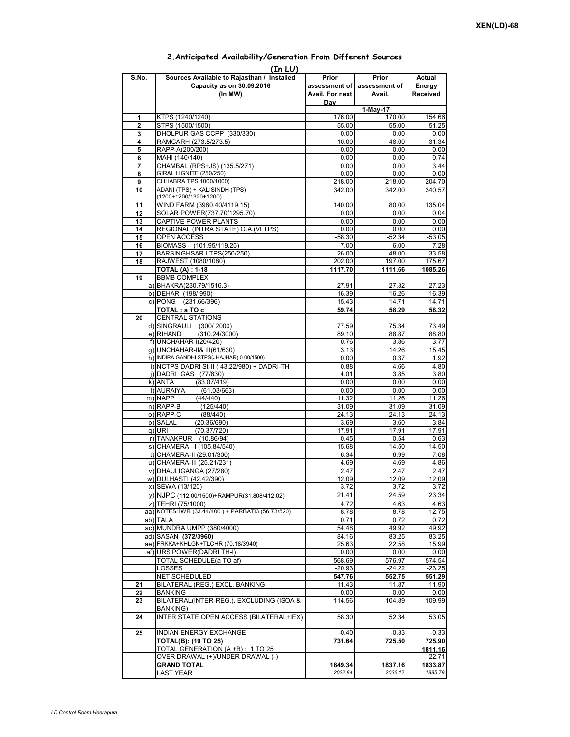XEN(LD)-68

## 2.Anticipated Availability/Generation From Different Sources

(In LU)

| S.No. | Sources Available to Rajasthan / Installed Capacity as on 30.09.2016 (In MW) | Prior assessment of Avail. For next Day | Prior assessment of Avail. | Actual Energy Received |
|---|---|---|---|---|
| | | 1-May-17 | | |
| 1 | KTPS (1240/1240) | 176.00 | 170.00 | 154.66 |
| 2 | STPS (1500/1500) | 55.00 | 55.00 | 51.25 |
| 3 | DHOLPUR GAS CCPP (330/330) | 0.00 | 0.00 | 0.00 |
| 4 | RAMGARH (273.5/273.5) | 10.00 | 48.00 | 31.34 |
| 5 | RAPP-A(200/200) | 0.00 | 0.00 | 0.00 |
| 6 | MAHI (140/140) | 0.00 | 0.00 | 0.74 |
| 7 | CHAMBAL (RPS+JS) (135.5/271) | 0.00 | 0.00 | 3.44 |
| 8 | GIRAL LIGNITE (250/250) | 0.00 | 0.00 | 0.00 |
| 9 | CHHABRA TPS 1000/1000) | 218.00 | 218.00 | 204.70 |
| 10 | ADANI (TPS) + KALISINDH (TPS) (1200+1200/1320+1200) | 342.00 | 342.00 | 340.57 |
| 11 | WIND FARM (3980.40/4119.15) | 140.00 | 80.00 | 135.04 |
| 12 | SOLAR POWER(737.70/1295.70) | 0.00 | 0.00 | 0.04 |
| 13 | CAPTIVE POWER PLANTS | 0.00 | 0.00 | 0.00 |
| 14 | REGIONAL (INTRA STATE) O.A.(VLTPS) | 0.00 | 0.00 | 0.00 |
| 15 | OPEN ACCESS | -58.30 | -52.34 | -53.05 |
| 16 | BIOMASS – (101.95/119.25) | 7.00 | 6.00 | 7.28 |
| 17 | BARSINGHSAR LTPS(250/250) | 26.00 | 48.00 | 33.58 |
| 18 | RAJWEST (1080/1080) | 202.00 | 197.00 | 175.67 |
| | **TOTAL (A) : 1-18** | **1117.70** | **1111.66** | **1085.26** |
| 19 | BBMB COMPLEX | | | |
| | a) BHAKRA(230.79/1516.3) | 27.91 | 27.32 | 27.23 |
| | b) DEHAR (198/ 990) | 16.39 | 16.26 | 16.39 |
| | c) PONG (231.66/396) | 15.43 | 14.71 | 14.71 |
| | **TOTAL : a TO c** | **59.74** | **58.29** | **58.32** |
| 20 | CENTRAL STATIONS | | | |
| | d) SINGRAULI (300/ 2000) | 77.59 | 75.34 | 73.49 |
| | e) RIHAND (310.24/3000) | 89.10 | 88.87 | 88.80 |
| | f) UNCHAHAR-I(20/420) | 0.76 | 3.86 | 3.77 |
| | g) UNCHAHAR-II& III(61/630) | 3.13 | 14.26 | 15.45 |
| | h) INDIRA GANDHI STPS(JHAJHAR) 0.00/1500) | 0.00 | 0.37 | 1.92 |
| | i) NCTPS DADRI St-II ( 43.22/980) + DADRI-TH | 0.88 | 4.66 | 4.80 |
| | j) DADRI GAS (77/830) | 4.01 | 3.85 | 3.80 |
| | k) ANTA (83.07/419) | 0.00 | 0.00 | 0.00 |
| | l) AURAIYA (61.03/663) | 0.00 | 0.00 | 0.00 |
| | m) NAPP (44/440) | 11.32 | 11.26 | 11.26 |
| | n) RAPP-B (125/440) | 31.09 | 31.09 | 31.09 |
| | o) RAPP-C (88/440) | 24.13 | 24.13 | 24.13 |
| | p) SALAL (20.36/690) | 3.69 | 3.60 | 3.84 |
| | q) URI (70.37/720) | 17.91 | 17.91 | 17.91 |
| | r) TANAKPUR (10.86/94) | 0.45 | 0.54 | 0.63 |
| | s) CHAMERA –I (105.84/540) | 15.68 | 14.50 | 14.50 |
| | t) CHAMERA-II (29.01/300) | 6.34 | 6.99 | 7.08 |
| | u) CHAMERA-III (25.21/231) | 4.69 | 4.69 | 4.86 |
| | v) DHAULIGANGA (27/280) | 2.47 | 2.47 | 2.47 |
| | w) DULHASTI (42.42/390) | 12.09 | 12.09 | 12.09 |
| | x) SEWA (13/120) | 3.72 | 3.72 | 3.72 |
| | y) NJPC (112.00/1500)+RAMPUR(31.808/412.02) | 21.41 | 24.59 | 23.34 |
| | z) TEHRI (75/1000) | 4.72 | 4.63 | 4.63 |
| | aa) KOTESHWR (33.44/400 ) + PARBATI3 (56.73/520) | 8.78 | 8.78 | 12.75 |
| | ab) TALA | 0.71 | 0.72 | 0.72 |
| | ac) MUNDRA UMPP (380/4000) | 54.48 | 49.92 | 49.92 |
| | ad) SASAN **(372/3960)** | 84.16 | 83.25 | 83.25 |
| | ae) FRKKA+KHLGN+TLCHR (70.18/3940) | 25.63 | 22.58 | 15.99 |
| | af) URS POWER(DADRI TH-I) | 0.00 | 0.00 | 0.00 |
| | TOTAL SCHEDULE(a TO af) | 568.69 | 576.97 | 574.54 |
| | LOSSES | -20.93 | -24.22 | -23.25 |
| | NET SCHEDULED | **547.76** | **552.75** | **551.29** |
| 21 | BILATERAL (REG.) EXCL. BANKING | 11.43 | 11.87 | 11.90 |
| 22 | BANKING | 0.00 | 0.00 | 0.00 |
| 23 | BILATERAL(INTER-REG.). EXCLUDING (ISOA & BANKING) | 114.56 | 104.89 | 109.99 |
| 24 | INTER STATE OPEN ACCESS (BILATERAL+IEX) | 58.30 | 52.34 | 53.05 |
| 25 | INDIAN ENERGY EXCHANGE | -0.40 | -0.33 | -0.33 |
| | **TOTAL(B): (19 TO 25)** | **731.64** | **725.50** | **725.90** |
| | TOTAL GENERATION (A +B) : 1 TO 25 | | | **1811.16** |
| | OVER DRAWAL (+)/UNDER DRAWAL (-) | | | 22.71 |
| | **GRAND TOTAL** | **1849.34** | **1837.16** | **1833.87** |
| | LAST YEAR | *2032.84* | *2036.12* | *1885.79* |

LD Control Room Heerapura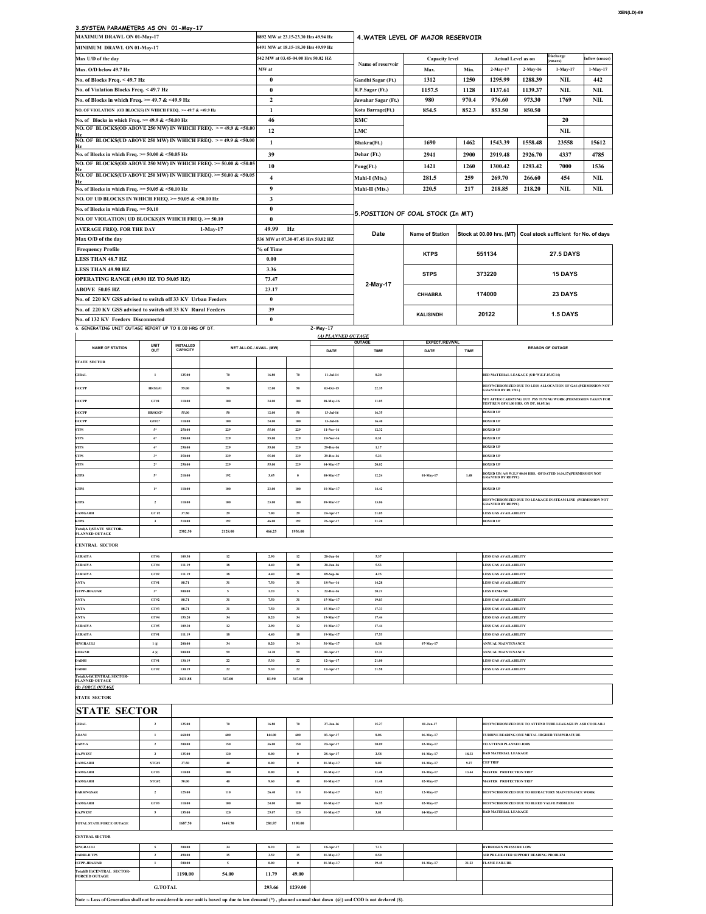## 3. SYSTEM PARAMETERS AS ON 01-May-17

| | |
|---|---|
| MAXIMUM DRAWL ON 01-May-17 | 8892 MW at 23.15-23.30 Hrs 49.94 Hz |
| MINIMUM DRAWL ON 01-May-17 | 6491 MW at 18.15-18.30 Hrs 49.99 Hz |
| Max U/D of the day | 542 MW at 03.45-04.00 Hrs 50.02 HZ |
| Max. O/D below 49.7 Hz | MW at |
| No. of Blocks Freq. < 49.7 Hz | 0 |
| No. of Violation Blocks Freq. < 49.7 Hz | 0 |
| No. of Blocks in which Freq. >= 49.7 & <49.9 Hz | 2 |
| NO. OF VIOLATION (OD BLOCKS) IN WHICH FREQ. >= 49.7 & <49.9 Hz | 1 |
| No. of Blocks in which Freq. >= 49.9 & <50.00 Hz | 46 |
| NO. OF BLOCKS(OD ABOVE 250 MW) IN WHICH FREQ. > = 49.9 & <50.00 Hz | 12 |
| NO. OF BLOCKS(UD ABOVE 250 MW) IN WHICH FREQ. > = 49.9 & <50.00 Hz | 1 |
| No. of Blocks in which Freq. >= 50.00 & <50.05 Hz | 39 |
| NO. OF BLOCKS(OD ABOVE 250 MW) IN WHICH FREQ. >= 50.00 & <50.05 Hz | 10 |
| NO. OF BLOCKS(UD ABOVE 250 MW) IN WHICH FREQ. >= 50.00 & <50.05 Hz | 4 |
| No. of Blocks in which Freq. >= 50.05 & <50.10 Hz | 9 |
| NO. OF UD BLOCKS IN WHICH FREQ. >= 50.05 & <50.10 Hz | 3 |
| No. of Blocks in which Freq. >= 50.10 | 0 |
| NO. OF VIOLATION( UD BLOCKS)IN WHICH FREQ. >= 50.10 | 0 |
| AVERAGE FREQ. FOR THE DAY 1-May-17 | 49.99 Hz |
| Max O/D of the day | 536 MW at 07.30-07.45 Hrs 50.02 HZ |
| Frequency Profile | % of Time |
| LESS THAN 48.7 HZ | 0.00 |
| LESS THAN 49.90 HZ | 3.36 |
| OPERATING RANGE (49.90 HZ TO 50.05 HZ) | 73.47 |
| ABOVE 50.05 HZ | 23.17 |
| No. of 220 KV GSS advised to switch off 33 KV Urban Feeders | 0 |
| No. of 220 KV GSS advised to switch off 33 KV Rural Feeders | 39 |
| No. of 132 KV Feeders Disconnected | 0 |

## 4. WATER LEVEL OF MAJOR RESERVOIR

| Name of reservoir | Capacity level | | Actual Level as on | | Discharge (cusecs) | Inflow (cusecs) |
|---|---|---|---|---|---|---|
| | Max. | Min. | 2-May-17 | 2-May-16 | 1-May-17 | 1-May-17 |
| Gandhi Sagar (Ft.) | 1312 | 1250 | 1295.99 | 1288.39 | NIL | 442 |
| R.P.Sagar (Ft.) | 1157.5 | 1128 | 1137.61 | 1139.37 | NIL | NIL |
| Jawahar Sagar (Ft.) | 980 | 970.4 | 976.60 | 973.30 | 1769 | NIL |
| Kota Barrage(Ft.) | 854.5 | 852.3 | 853.50 | 850.50 | | |
| RMC | | | | | 20 | |
| LMC | | | | | NIL | |
| Bhakra(Ft.) | 1690 | 1462 | 1543.39 | 1558.48 | 23558 | 15612 |
| Dehar (Ft.) | 2941 | 2900 | 2919.48 | 2926.70 | 4337 | 4785 |
| Pong(Ft.) | 1421 | 1260 | 1300.42 | 1293.42 | 7000 | 1536 |
| Mahi-I (Mts.) | 281.5 | 259 | 269.70 | 266.60 | 454 | NIL |
| Mahi-II (Mts.) | 220.5 | 217 | 218.85 | 218.20 | NIL | NIL |

## 5. POSITION OF COAL STOCK (In MT)

| Date | Name of Station | Stock at 00.00 hrs. (MT) | Coal stock sufficient for No. of days |
|---|---|---|---|
| 2-May-17 | KTPS | 551134 | 27.5 DAYS |
| | STPS | 373220 | 15 DAYS |
| | CHHABRA | 174000 | 23 DAYS |
| | KALISINDH | 20122 | 1.5 DAYS |

## 6. GENERATING UNIT OUTAGE REPORT UP TO 8.00 HRS OF DT. 2-May-17

### (A) PLANNED OUTAGE

| NAME OF STATION | UNIT OUT | INSTALLED CAPACITY | NET ALLOC./ AVAIL. (MW) | | | OUTAGE DATE | OUTAGE TIME | EXPECT./REVIVAL DATE | EXPECT./REVIVAL TIME | REASON OF OUTAGE |
|---|---|---|---|---|---|---|---|---|---|---|
| **STATE SECTOR** | | | | | | | | | | |
| GIRAL | 1 | 125.00 | 70 | 16.80 | 70 | 11-Jul-14 | 8.20 | | | BED MATERIAL LEAKAGE (S/D W.E.F.15.07.14) |
| DCCPP | HRSG#1 | 55.00 | 50 | 12.00 | 50 | 03-Oct-15 | 22.35 | | | DESYNCHRONIZED DUE TO LESS ALLOCATION OF GAS (PERMISSION NOT GRANTED BY RUVNL) |
| DCCPP | GT#1 | 110.00 | 100 | 24.00 | 100 | 08-May-16 | 11.05 | | | S/T AFTER CARRYING OUT PSS TUNING WORK (PERMISSION TAKEN FOR TEST RUN OF 01.00 HRS. ON DT. 08.05.16) |
| DCCPP | HRSG#2* | 55.00 | 50 | 12.00 | 50 | 13-Jul-16 | 16.35 | | | BOXED UP |
| DCCPP | GT#2* | 110.00 | 100 | 24.00 | 100 | 13-Jul-16 | 16.40 | | | BOXED UP |
| STPS | 5* | 250.00 | 229 | 55.00 | 229 | 11-Nov-16 | 12.32 | | | BOXED UP |
| STPS | 6* | 250.00 | 229 | 55.00 | 229 | 19-Nov-16 | 0.31 | | | BOXED UP |
| STPS | 4* | 250.00 | 229 | 55.00 | 229 | 29-Dec-16 | 1.17 | | | BOXED UP |
| STPS | 3* | 250.00 | 229 | 55.00 | 229 | 29-Dec-16 | 5.23 | | | BOXED UP |
| STPS | 2* | 250.00 | 229 | 55.00 | 229 | 04-Mar-17 | 20.02 | | | BOXED UP |
| KTPS | 5* | 210.00 | 192 | 3.45 | 0 | 08-Mar-17 | 12.24 | 01-May-17 | 1.48 | BOXED UP( A/S W.E.F 00.00 HRS. OF DATED 14.04.17)(PERMISSION NOT GRANTED BY RDPPC) |
| KTPS | 1* | 110.00 | 100 | 23.00 | 100 | 10-Mar-17 | 14.42 | | | BOXED UP |
| KTPS | 2 | 110.00 | 100 | 23.00 | 100 | 09-Mar-17 | 13.06 | | | DESYNCHRONIZED DUE TO LEAKAGE IN STEAM LINE (PERMISSION NOT GRANTED BY RDPPC) |
| RAMGARH | GT #2 | 37.50 | 29 | 7.00 | 29 | 24-Apr-17 | 21.05 | | | LESS GAS AVAILABILITY |
| KTPS | 3 | 210.00 | 192 | 46.00 | 192 | 26-Apr-17 | 21.20 | | | BOXED UP |
| Total(A I)STATE SECTOR-PLANNED OUTAGE | | 2382.50 | 2128.00 | 466.25 | 1936.00 | | | | | |
| **CENTRAL SECTOR** | | | | | | | | | | |
| AURAIYA | GT#6 | 109.30 | 12 | 2.90 | 12 | 20-Jun-16 | 5.37 | | | LESS GAS AVAILABILITY |
| AURAIYA | GT#4 | 111.19 | 18 | 4.40 | 18 | 20-Jun-16 | 5.53 | | | LESS GAS AVAILABILITY |
| AURAIYA | GT#2 | 111.19 | 18 | 4.40 | 18 | 09-Sep-16 | 4.25 | | | LESS GAS AVAILABILITY |
| ANTA | GT#1 | 88.71 | 31 | 7.50 | 31 | 18-Nov-16 | 14.28 | | | LESS GAS AVAILABILITY |
| ISTPP-JHAJJAR | 3* | 500.00 | 5 | 1.20 | 5 | 22-Dec-16 | 20.21 | | | LESS DEMAND |
| ANTA | GT#2 | 88.71 | 31 | 7.50 | 31 | 15-Mar-17 | 19.03 | | | LESS GAS AVAILABILITY |
| ANTA | GT#3 | 88.71 | 31 | 7.50 | 31 | 15-Mar-17 | 17.33 | | | LESS GAS AVAILABILITY |
| ANTA | GT#4 | 153.20 | 34 | 8.20 | 34 | 15-Mar-17 | 17.44 | | | LESS GAS AVAILABILITY |
| AURAIYA | GT#5 | 109.30 | 12 | 2.90 | 12 | 19-Mar-17 | 17.44 | | | LESS GAS AVAILABILITY |
| AURAIYA | GT#1 | 111.19 | 18 | 4.40 | 18 | 19-Mar-17 | 17.53 | | | LESS GAS AVAILABILITY |
| SINGRAULI | 1 @ | 200.00 | 34 | 8.20 | 34 | 30-Mar-17 | 0.38 | 07-May-17 | | ANNUAL MAINTENANCE |
| RIHAND | 4 @ | 500.00 | 59 | 14.20 | 59 | 02-Apr-17 | 22.31 | | | ANNUAL MAINTENANCE |
| DADRI | GT#1 | 130.19 | 22 | 5.30 | 22 | 12-Apr-17 | 21.00 | | | LESS GAS AVAILABILITY |
| DADRI | GT#2 | 130.19 | 22 | 5.30 | 22 | 12-Apr-17 | 21.58 | | | LESS GAS AVAILABILITY |
| Total(A-I)CENTRAL SECTOR-PLANNED OUTAGE | | 2431.88 | 347.00 | 83.90 | 347.00 | | | | | |

### (B) FORCE OUTAGE

| NAME OF STATION | UNIT OUT | INSTALLED CAPACITY | NET ALLOC./ AVAIL. (MW) | | | OUTAGE DATE | OUTAGE TIME | EXPECT./REVIVAL DATE | EXPECT./REVIVAL TIME | REASON OF OUTAGE |
|---|---|---|---|---|---|---|---|---|---|---|
| **STATE SECTOR** | | | | | | | | | | |
| GIRAL | 2 | 125.00 | 70 | 16.80 | 70 | 27-Jan-16 | 15.27 | 01-Jun-17 | | DESYNCHRONIZED DUE TO ATTEND TUBE LEAKAGE IN ASH COOLAR-I |
| ADANI | 1 | 660.00 | 600 | 144.00 | 600 | 03-Apr-17 | 8.06 | 06-May-17 | | TURBINE BEARING ONE METAL HIGHER TEMPERATURE |
| RAPP-A | 2 | 200.00 | 150 | 36.00 | 150 | 20-Apr-17 | 20.09 | 02-May-17 | | TO ATTEND PLANNED JOBS |
| RAJWEST | 2 | 135.00 | 120 | 0.00 | 0 | 28-Apr-17 | 2.58 | 01-May-17 | 18.32 | BAD MATERIAL LEAKAGE |
| RAMGARH | STG#1 | 37.50 | 40 | 0.00 | 0 | 01-May-17 | 8.02 | 01-May-17 | 9.27 | CEP TRIP |
| RAMGARH | GT#3 | 110.00 | 100 | 0.00 | 0 | 01-May-17 | 11.48 | 01-May-17 | 13.44 | MASTER PROTECTION TRIP |
| RAMGARH | STG#2 | 50.00 | 40 | 9.60 | 40 | 01-May-17 | 11.48 | 02-May-17 | | MASTER PROTECTION TRIP |
| BARSINGSAR | 2 | 125.00 | 110 | 26.40 | 110 | 01-May-17 | 16.12 | 12-May-17 | | DESYNCHRONIZED DUE TO REFRACTORY MAINTENANCE WORK |
| RAMGARH | GT#3 | 110.00 | 100 | 24.00 | 100 | 01-May-17 | 16.35 | 02-May-17 | | DESYNCHRONIZED DUE TO BLEED VALVE PROBLEM |
| RAJWEST | 5 | 135.00 | 120 | 25.07 | 120 | 01-May-17 | 3.01 | 04-May-17 | | BAD MATERIAL LEAKAGE |
| TOTAL STATE FORCE OUTAGE | | 1687.50 | 1449.50 | 281.87 | 1190.00 | | | | | |
| **CENTRAL SECTOR** | | | | | | | | | | |
| SINGRAULI | 5 | 200.00 | 34 | 8.20 | 34 | 18-Apr-17 | 7.13 | | | HYDROGEN PRESSURE LOW |
| DADRI-II TPS | 2 | 490.00 | 15 | 3.59 | 15 | 01-May-17 | 0.50 | | | AIR PRE-HEATER SUPPORT BEARING PROBLEM |
| ISTPP-JHAJJAR | 1 | 500.00 | 5 | 0.00 | 0 | 01-May-17 | 19.45 | 01-May-17 | 21.22 | FLAME FAILURE |
| Total(B II)CENTRAL SECTOR-FORCED OUTAGE | | 1190.00 | 54.00 | 11.79 | 49.00 | | | | | |
| G.TOTAL | | | | 293.66 | 1239.00 | | | | | |

Note :- Loss of Generation shall not be considered in case unit is boxed up due to low demand (*) , planned annual shut down (@) and COD is not declared ($).